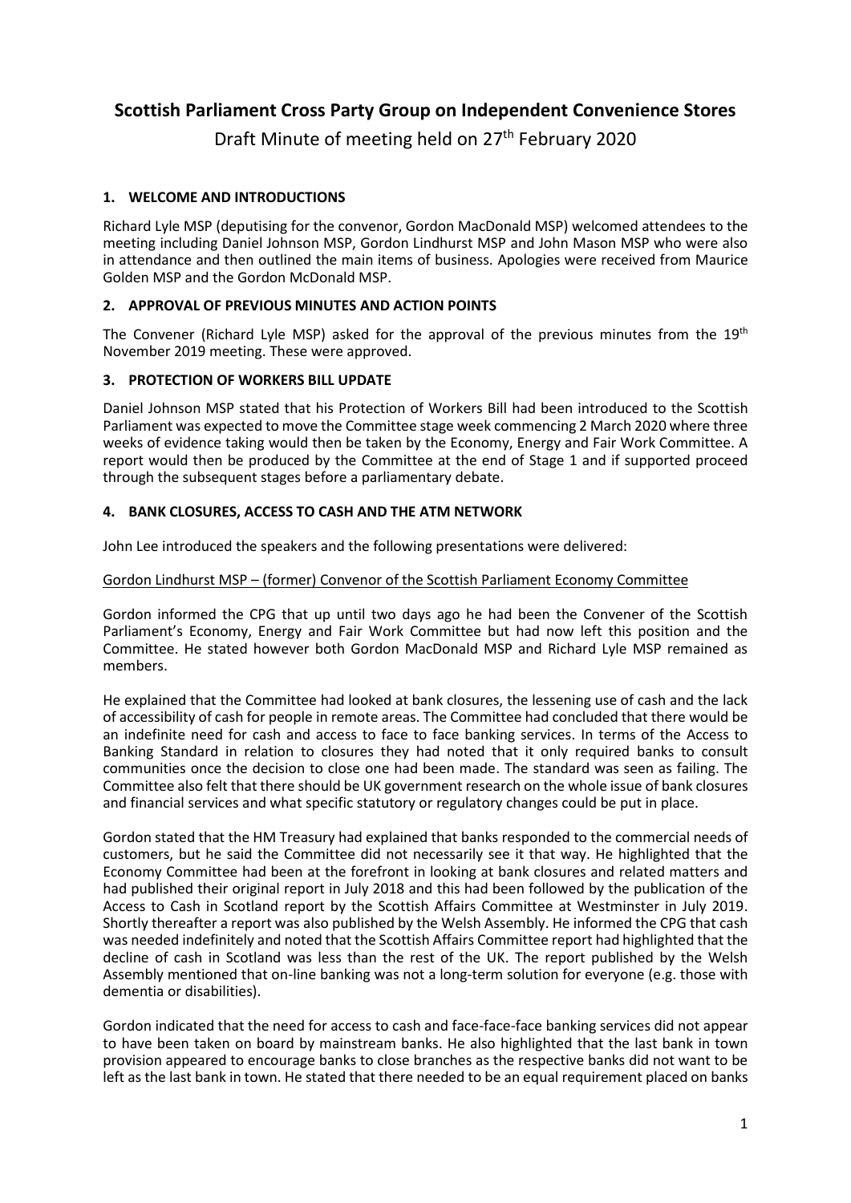# Scottish Parliament Cross Party Group on Independent Convenience Stores

Draft Minute of meeting held on 27th February 2020

## 1. WELCOME AND INTRODUCTIONS

Richard Lyle MSP (deputising for the convenor, Gordon MacDonald MSP) welcomed attendees to the meeting including Daniel Johnson MSP, Gordon Lindhurst MSP and John Mason MSP who were also in attendance and then outlined the main items of business. Apologies were received from Maurice Golden MSP and the Gordon McDonald MSP.

## 2. APPROVAL OF PREVIOUS MINUTES AND ACTION POINTS

The Convener (Richard Lyle MSP) asked for the approval of the previous minutes from the 19th November 2019 meeting. These were approved.

## 3. PROTECTION OF WORKERS BILL UPDATE

Daniel Johnson MSP stated that his Protection of Workers Bill had been introduced to the Scottish Parliament was expected to move the Committee stage week commencing 2 March 2020 where three weeks of evidence taking would then be taken by the Economy, Energy and Fair Work Committee. A report would then be produced by the Committee at the end of Stage 1 and if supported proceed through the subsequent stages before a parliamentary debate.

## 4. BANK CLOSURES, ACCESS TO CASH AND THE ATM NETWORK

John Lee introduced the speakers and the following presentations were delivered:

<u>Gordon Lindhurst MSP – (former) Convenor of the Scottish Parliament Economy Committee</u>

Gordon informed the CPG that up until two days ago he had been the Convener of the Scottish Parliament's Economy, Energy and Fair Work Committee but had now left this position and the Committee. He stated however both Gordon MacDonald MSP and Richard Lyle MSP remained as members.

He explained that the Committee had looked at bank closures, the lessening use of cash and the lack of accessibility of cash for people in remote areas. The Committee had concluded that there would be an indefinite need for cash and access to face to face banking services. In terms of the Access to Banking Standard in relation to closures they had noted that it only required banks to consult communities once the decision to close one had been made. The standard was seen as failing. The Committee also felt that there should be UK government research on the whole issue of bank closures and financial services and what specific statutory or regulatory changes could be put in place.

Gordon stated that the HM Treasury had explained that banks responded to the commercial needs of customers, but he said the Committee did not necessarily see it that way. He highlighted that the Economy Committee had been at the forefront in looking at bank closures and related matters and had published their original report in July 2018 and this had been followed by the publication of the Access to Cash in Scotland report by the Scottish Affairs Committee at Westminster in July 2019. Shortly thereafter a report was also published by the Welsh Assembly. He informed the CPG that cash was needed indefinitely and noted that the Scottish Affairs Committee report had highlighted that the decline of cash in Scotland was less than the rest of the UK. The report published by the Welsh Assembly mentioned that on-line banking was not a long-term solution for everyone (e.g. those with dementia or disabilities).

Gordon indicated that the need for access to cash and face-face-face banking services did not appear to have been taken on board by mainstream banks. He also highlighted that the last bank in town provision appeared to encourage banks to close branches as the respective banks did not want to be left as the last bank in town. He stated that there needed to be an equal requirement placed on banks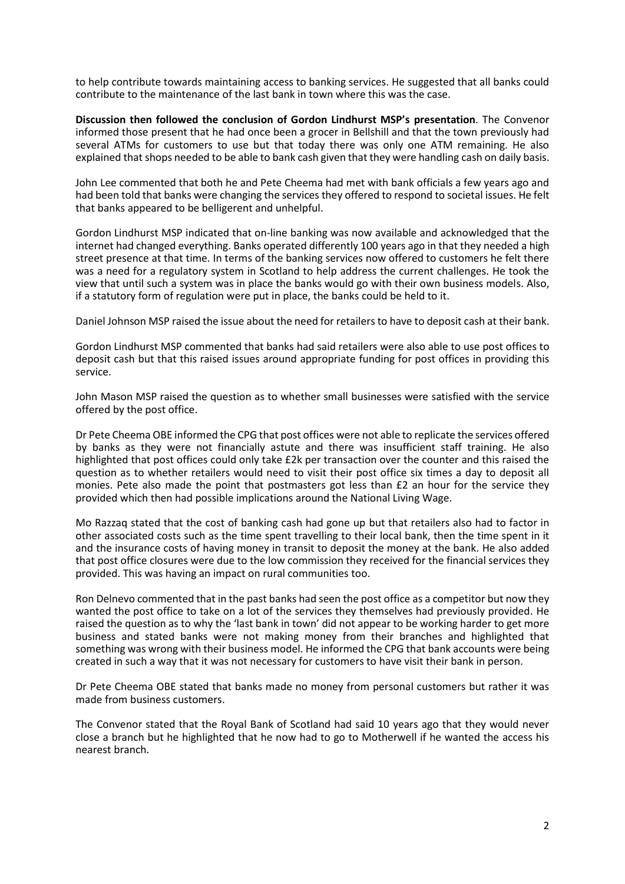to help contribute towards maintaining access to banking services. He suggested that all banks could contribute to the maintenance of the last bank in town where this was the case.

**Discussion then followed the conclusion of Gordon Lindhurst MSP's presentation**. The Convenor informed those present that he had once been a grocer in Bellshill and that the town previously had several ATMs for customers to use but that today there was only one ATM remaining. He also explained that shops needed to be able to bank cash given that they were handling cash on daily basis.

John Lee commented that both he and Pete Cheema had met with bank officials a few years ago and had been told that banks were changing the services they offered to respond to societal issues. He felt that banks appeared to be belligerent and unhelpful.

Gordon Lindhurst MSP indicated that on-line banking was now available and acknowledged that the internet had changed everything. Banks operated differently 100 years ago in that they needed a high street presence at that time. In terms of the banking services now offered to customers he felt there was a need for a regulatory system in Scotland to help address the current challenges. He took the view that until such a system was in place the banks would go with their own business models. Also, if a statutory form of regulation were put in place, the banks could be held to it.

Daniel Johnson MSP raised the issue about the need for retailers to have to deposit cash at their bank.

Gordon Lindhurst MSP commented that banks had said retailers were also able to use post offices to deposit cash but that this raised issues around appropriate funding for post offices in providing this service.

John Mason MSP raised the question as to whether small businesses were satisfied with the service offered by the post office.

Dr Pete Cheema OBE informed the CPG that post offices were not able to replicate the services offered by banks as they were not financially astute and there was insufficient staff training. He also highlighted that post offices could only take £2k per transaction over the counter and this raised the question as to whether retailers would need to visit their post office six times a day to deposit all monies. Pete also made the point that postmasters got less than £2 an hour for the service they provided which then had possible implications around the National Living Wage.

Mo Razzaq stated that the cost of banking cash had gone up but that retailers also had to factor in other associated costs such as the time spent travelling to their local bank, then the time spent in it and the insurance costs of having money in transit to deposit the money at the bank. He also added that post office closures were due to the low commission they received for the financial services they provided. This was having an impact on rural communities too.

Ron Delnevo commented that in the past banks had seen the post office as a competitor but now they wanted the post office to take on a lot of the services they themselves had previously provided. He raised the question as to why the 'last bank in town' did not appear to be working harder to get more business and stated banks were not making money from their branches and highlighted that something was wrong with their business model. He informed the CPG that bank accounts were being created in such a way that it was not necessary for customers to have visit their bank in person.

Dr Pete Cheema OBE stated that banks made no money from personal customers but rather it was made from business customers.

The Convenor stated that the Royal Bank of Scotland had said 10 years ago that they would never close a branch but he highlighted that he now had to go to Motherwell if he wanted the access his nearest branch.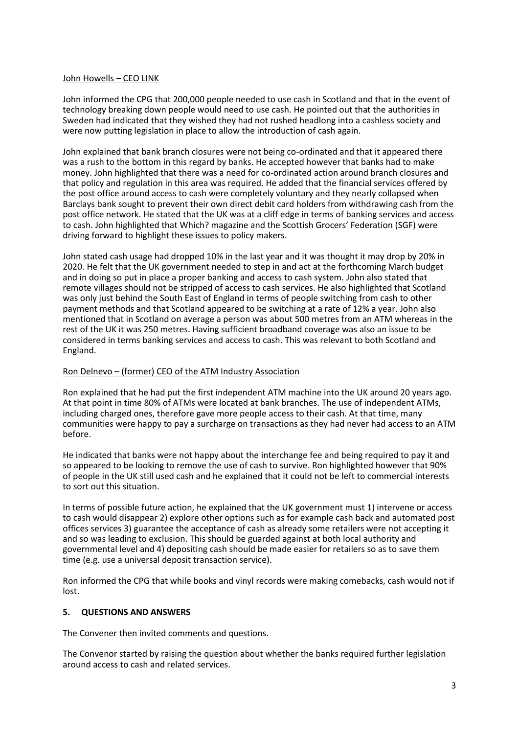John Howells – CEO LINK

John informed the CPG that 200,000 people needed to use cash in Scotland and that in the event of technology breaking down people would need to use cash. He pointed out that the authorities in Sweden had indicated that they wished they had not rushed headlong into a cashless society and were now putting legislation in place to allow the introduction of cash again.

John explained that bank branch closures were not being co-ordinated and that it appeared there was a rush to the bottom in this regard by banks. He accepted however that banks had to make money. John highlighted that there was a need for co-ordinated action around branch closures and that policy and regulation in this area was required. He added that the financial services offered by the post office around access to cash were completely voluntary and they nearly collapsed when Barclays bank sought to prevent their own direct debit card holders from withdrawing cash from the post office network. He stated that the UK was at a cliff edge in terms of banking services and access to cash. John highlighted that Which? magazine and the Scottish Grocers' Federation (SGF) were driving forward to highlight these issues to policy makers.

John stated cash usage had dropped 10% in the last year and it was thought it may drop by 20% in 2020. He felt that the UK government needed to step in and act at the forthcoming March budget and in doing so put in place a proper banking and access to cash system. John also stated that remote villages should not be stripped of access to cash services. He also highlighted that Scotland was only just behind the South East of England in terms of people switching from cash to other payment methods and that Scotland appeared to be switching at a rate of 12% a year. John also mentioned that in Scotland on average a person was about 500 metres from an ATM whereas in the rest of the UK it was 250 metres. Having sufficient broadband coverage was also an issue to be considered in terms banking services and access to cash. This was relevant to both Scotland and England.

Ron Delnevo – (former) CEO of the ATM Industry Association

Ron explained that he had put the first independent ATM machine into the UK around 20 years ago. At that point in time 80% of ATMs were located at bank branches. The use of independent ATMs, including charged ones, therefore gave more people access to their cash. At that time, many communities were happy to pay a surcharge on transactions as they had never had access to an ATM before.

He indicated that banks were not happy about the interchange fee and being required to pay it and so appeared to be looking to remove the use of cash to survive. Ron highlighted however that 90% of people in the UK still used cash and he explained that it could not be left to commercial interests to sort out this situation.

In terms of possible future action, he explained that the UK government must 1) intervene or access to cash would disappear 2) explore other options such as for example cash back and automated post offices services 3) guarantee the acceptance of cash as already some retailers were not accepting it and so was leading to exclusion. This should be guarded against at both local authority and governmental level and 4) depositing cash should be made easier for retailers so as to save them time (e.g. use a universal deposit transaction service).

Ron informed the CPG that while books and vinyl records were making comebacks, cash would not if lost.

## 5. QUESTIONS AND ANSWERS

The Convener then invited comments and questions.

The Convenor started by raising the question about whether the banks required further legislation around access to cash and related services.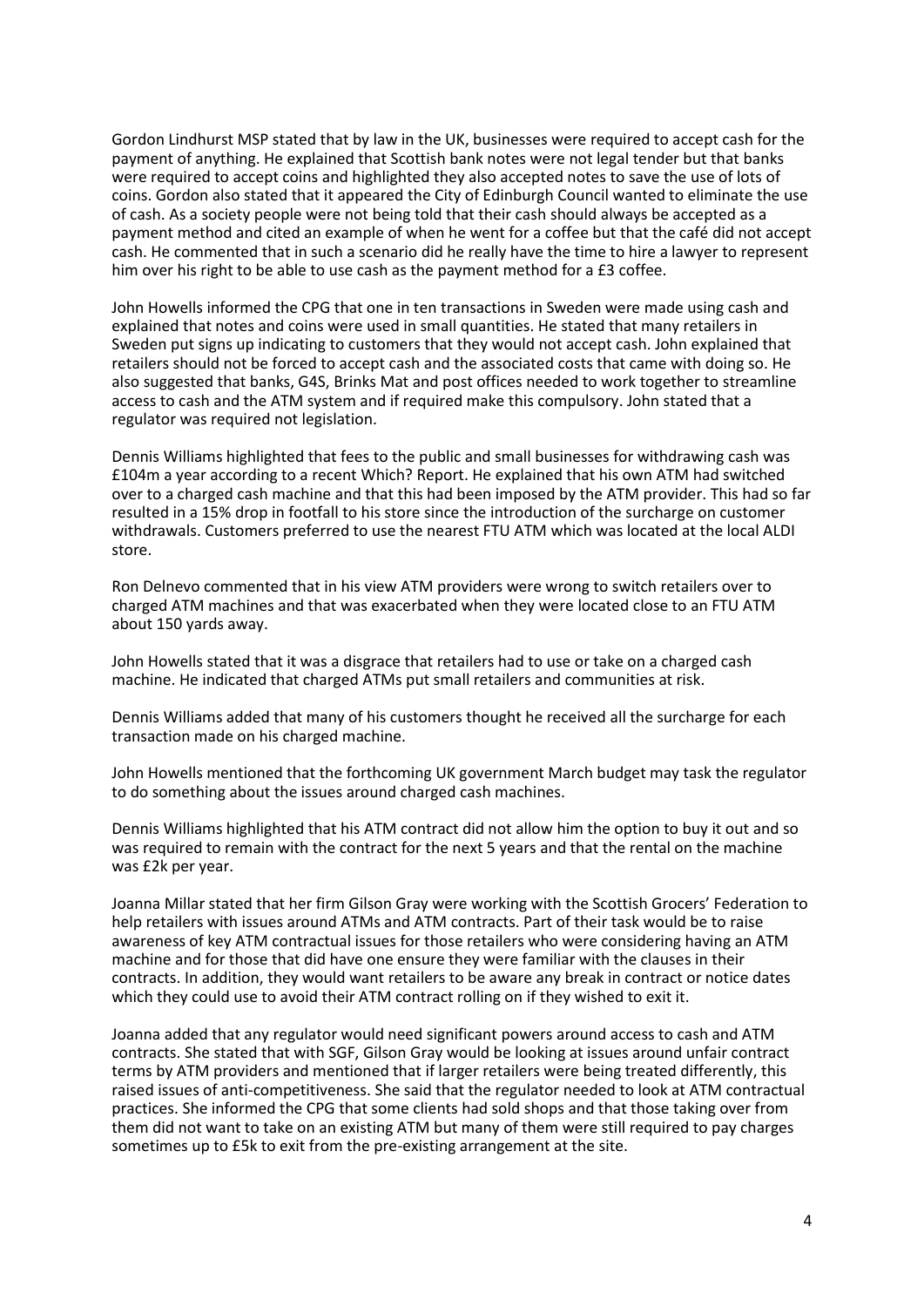Gordon Lindhurst MSP stated that by law in the UK, businesses were required to accept cash for the payment of anything. He explained that Scottish bank notes were not legal tender but that banks were required to accept coins and highlighted they also accepted notes to save the use of lots of coins. Gordon also stated that it appeared the City of Edinburgh Council wanted to eliminate the use of cash. As a society people were not being told that their cash should always be accepted as a payment method and cited an example of when he went for a coffee but that the café did not accept cash. He commented that in such a scenario did he really have the time to hire a lawyer to represent him over his right to be able to use cash as the payment method for a £3 coffee.

John Howells informed the CPG that one in ten transactions in Sweden were made using cash and explained that notes and coins were used in small quantities. He stated that many retailers in Sweden put signs up indicating to customers that they would not accept cash. John explained that retailers should not be forced to accept cash and the associated costs that came with doing so. He also suggested that banks, G4S, Brinks Mat and post offices needed to work together to streamline access to cash and the ATM system and if required make this compulsory. John stated that a regulator was required not legislation.

Dennis Williams highlighted that fees to the public and small businesses for withdrawing cash was £104m a year according to a recent Which? Report. He explained that his own ATM had switched over to a charged cash machine and that this had been imposed by the ATM provider. This had so far resulted in a 15% drop in footfall to his store since the introduction of the surcharge on customer withdrawals. Customers preferred to use the nearest FTU ATM which was located at the local ALDI store.

Ron Delnevo commented that in his view ATM providers were wrong to switch retailers over to charged ATM machines and that was exacerbated when they were located close to an FTU ATM about 150 yards away.

John Howells stated that it was a disgrace that retailers had to use or take on a charged cash machine. He indicated that charged ATMs put small retailers and communities at risk.

Dennis Williams added that many of his customers thought he received all the surcharge for each transaction made on his charged machine.

John Howells mentioned that the forthcoming UK government March budget may task the regulator to do something about the issues around charged cash machines.

Dennis Williams highlighted that his ATM contract did not allow him the option to buy it out and so was required to remain with the contract for the next 5 years and that the rental on the machine was £2k per year.

Joanna Millar stated that her firm Gilson Gray were working with the Scottish Grocers' Federation to help retailers with issues around ATMs and ATM contracts. Part of their task would be to raise awareness of key ATM contractual issues for those retailers who were considering having an ATM machine and for those that did have one ensure they were familiar with the clauses in their contracts. In addition, they would want retailers to be aware any break in contract or notice dates which they could use to avoid their ATM contract rolling on if they wished to exit it.

Joanna added that any regulator would need significant powers around access to cash and ATM contracts. She stated that with SGF, Gilson Gray would be looking at issues around unfair contract terms by ATM providers and mentioned that if larger retailers were being treated differently, this raised issues of anti-competitiveness. She said that the regulator needed to look at ATM contractual practices. She informed the CPG that some clients had sold shops and that those taking over from them did not want to take on an existing ATM but many of them were still required to pay charges sometimes up to £5k to exit from the pre-existing arrangement at the site.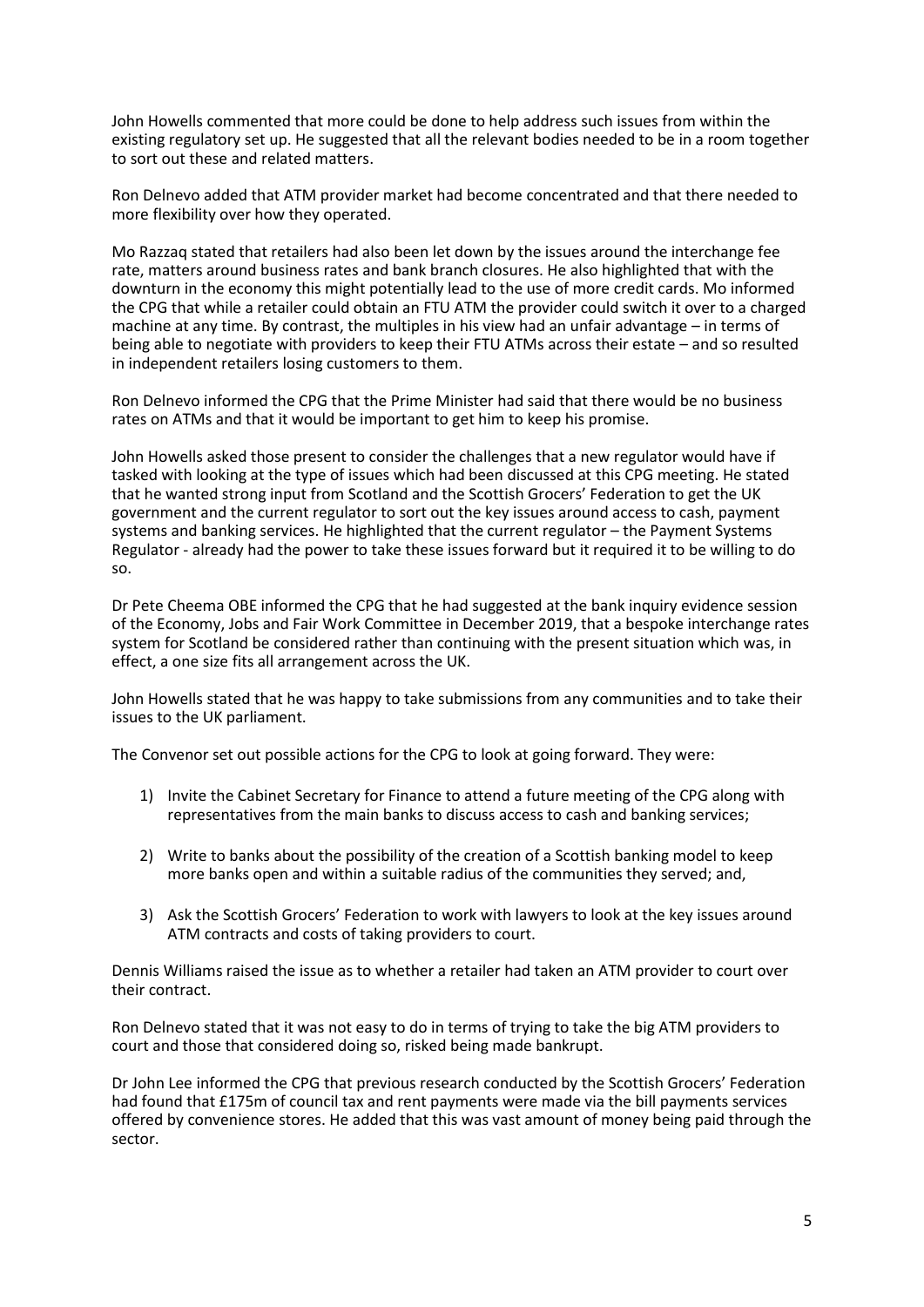John Howells commented that more could be done to help address such issues from within the existing regulatory set up. He suggested that all the relevant bodies needed to be in a room together to sort out these and related matters.

Ron Delnevo added that ATM provider market had become concentrated and that there needed to more flexibility over how they operated.

Mo Razzaq stated that retailers had also been let down by the issues around the interchange fee rate, matters around business rates and bank branch closures. He also highlighted that with the downturn in the economy this might potentially lead to the use of more credit cards. Mo informed the CPG that while a retailer could obtain an FTU ATM the provider could switch it over to a charged machine at any time. By contrast, the multiples in his view had an unfair advantage – in terms of being able to negotiate with providers to keep their FTU ATMs across their estate – and so resulted in independent retailers losing customers to them.

Ron Delnevo informed the CPG that the Prime Minister had said that there would be no business rates on ATMs and that it would be important to get him to keep his promise.

John Howells asked those present to consider the challenges that a new regulator would have if tasked with looking at the type of issues which had been discussed at this CPG meeting. He stated that he wanted strong input from Scotland and the Scottish Grocers' Federation to get the UK government and the current regulator to sort out the key issues around access to cash, payment systems and banking services. He highlighted that the current regulator – the Payment Systems Regulator - already had the power to take these issues forward but it required it to be willing to do so.

Dr Pete Cheema OBE informed the CPG that he had suggested at the bank inquiry evidence session of the Economy, Jobs and Fair Work Committee in December 2019, that a bespoke interchange rates system for Scotland be considered rather than continuing with the present situation which was, in effect, a one size fits all arrangement across the UK.

John Howells stated that he was happy to take submissions from any communities and to take their issues to the UK parliament.

The Convenor set out possible actions for the CPG to look at going forward. They were:

1) Invite the Cabinet Secretary for Finance to attend a future meeting of the CPG along with representatives from the main banks to discuss access to cash and banking services;

2) Write to banks about the possibility of the creation of a Scottish banking model to keep more banks open and within a suitable radius of the communities they served; and,

3) Ask the Scottish Grocers' Federation to work with lawyers to look at the key issues around ATM contracts and costs of taking providers to court.

Dennis Williams raised the issue as to whether a retailer had taken an ATM provider to court over their contract.

Ron Delnevo stated that it was not easy to do in terms of trying to take the big ATM providers to court and those that considered doing so, risked being made bankrupt.

Dr John Lee informed the CPG that previous research conducted by the Scottish Grocers' Federation had found that £175m of council tax and rent payments were made via the bill payments services offered by convenience stores. He added that this was vast amount of money being paid through the sector.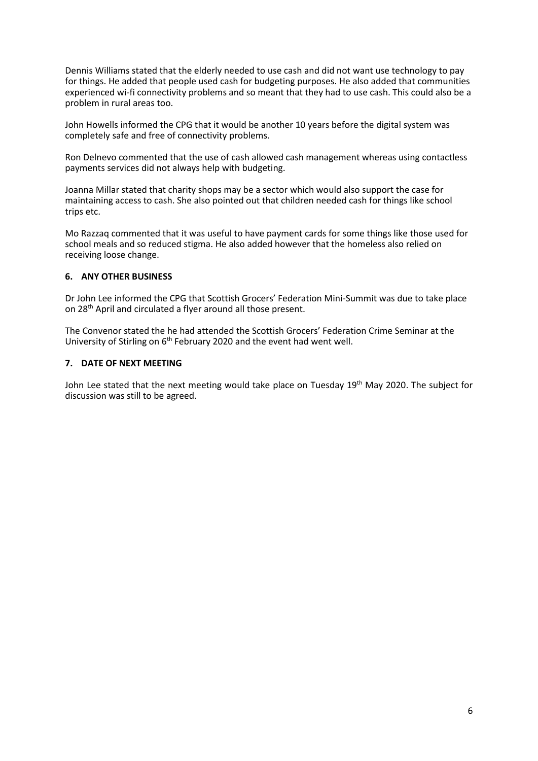Dennis Williams stated that the elderly needed to use cash and did not want use technology to pay for things. He added that people used cash for budgeting purposes. He also added that communities experienced wi-fi connectivity problems and so meant that they had to use cash. This could also be a problem in rural areas too.

John Howells informed the CPG that it would be another 10 years before the digital system was completely safe and free of connectivity problems.

Ron Delnevo commented that the use of cash allowed cash management whereas using contactless payments services did not always help with budgeting.

Joanna Millar stated that charity shops may be a sector which would also support the case for maintaining access to cash. She also pointed out that children needed cash for things like school trips etc.

Mo Razzaq commented that it was useful to have payment cards for some things like those used for school meals and so reduced stigma. He also added however that the homeless also relied on receiving loose change.

### 6. ANY OTHER BUSINESS

Dr John Lee informed the CPG that Scottish Grocers' Federation Mini-Summit was due to take place on 28th April and circulated a flyer around all those present.

The Convenor stated the he had attended the Scottish Grocers' Federation Crime Seminar at the University of Stirling on 6th February 2020 and the event had went well.

### 7. DATE OF NEXT MEETING

John Lee stated that the next meeting would take place on Tuesday 19th May 2020. The subject for discussion was still to be agreed.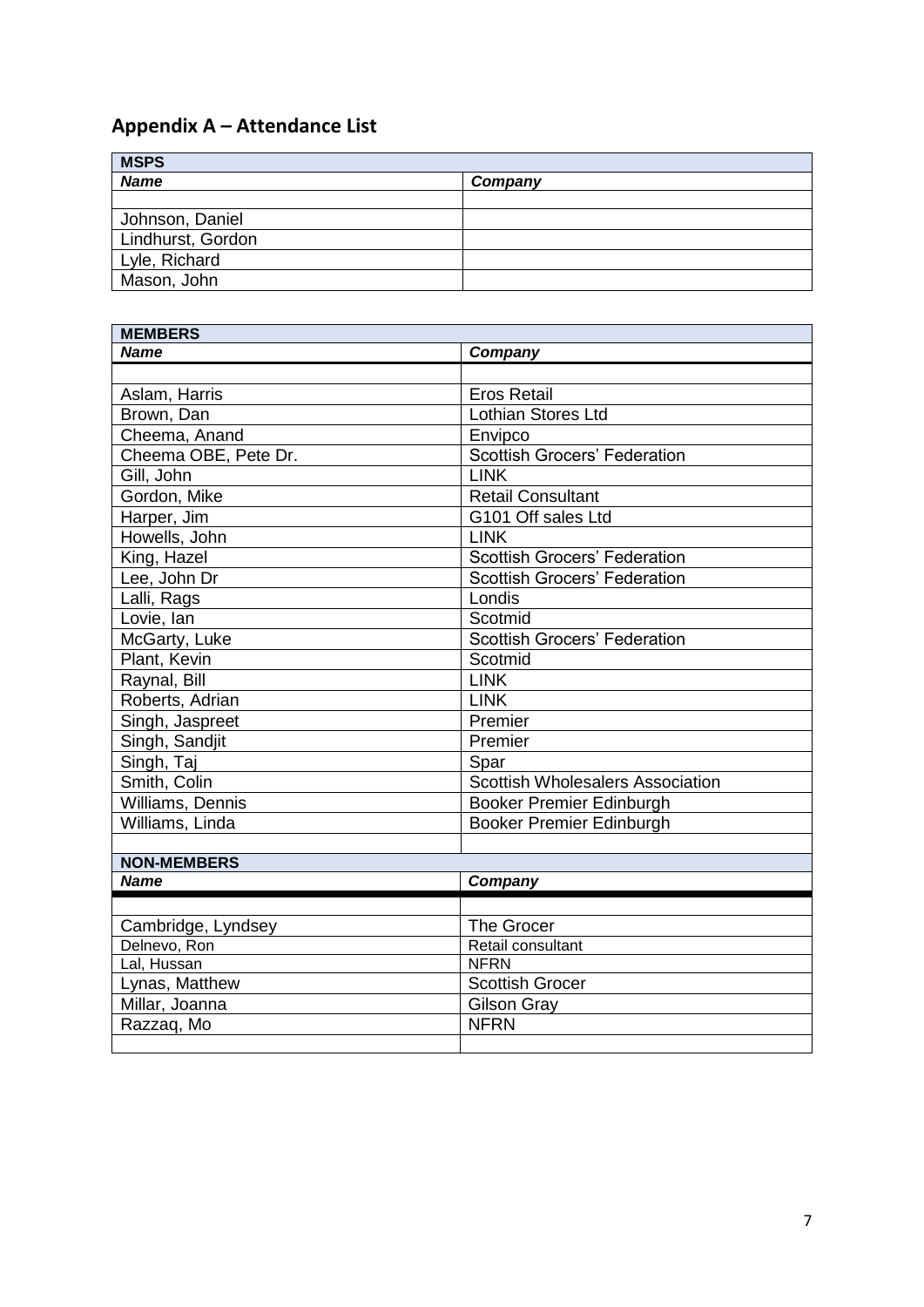## Appendix A – Attendance List

| MSPS | |
|---|---|
| ***Name*** | ***Company*** |
| | |
| Johnson, Daniel | |
| Lindhurst, Gordon | |
| Lyle, Richard | |
| Mason, John | |

| MEMBERS | |
|---|---|
| ***Name*** | ***Company*** |
| | |
| Aslam, Harris | Eros Retail |
| Brown, Dan | Lothian Stores Ltd |
| Cheema, Anand | Envipco |
| Cheema OBE, Pete Dr. | Scottish Grocers' Federation |
| Gill, John | LINK |
| Gordon, Mike | Retail Consultant |
| Harper, Jim | G101 Off sales Ltd |
| Howells, John | LINK |
| King, Hazel | Scottish Grocers' Federation |
| Lee, John Dr | Scottish Grocers' Federation |
| Lalli, Rags | Londis |
| Lovie, Ian | Scotmid |
| McGarty, Luke | Scottish Grocers' Federation |
| Plant, Kevin | Scotmid |
| Raynal, Bill | LINK |
| Roberts, Adrian | LINK |
| Singh, Jaspreet | Premier |
| Singh, Sandjit | Premier |
| Singh, Taj | Spar |
| Smith, Colin | Scottish Wholesalers Association |
| Williams, Dennis | Booker Premier Edinburgh |
| Williams, Linda | Booker Premier Edinburgh |
| | |
| **NON-MEMBERS** | |
| ***Name*** | ***Company*** |
| | |
| Cambridge, Lyndsey | The Grocer |
| Delnevo, Ron | Retail consultant |
| Lal, Hussan | NFRN |
| Lynas, Matthew | Scottish Grocer |
| Millar, Joanna | Gilson Gray |
| Razzaq, Mo | NFRN |
| | |